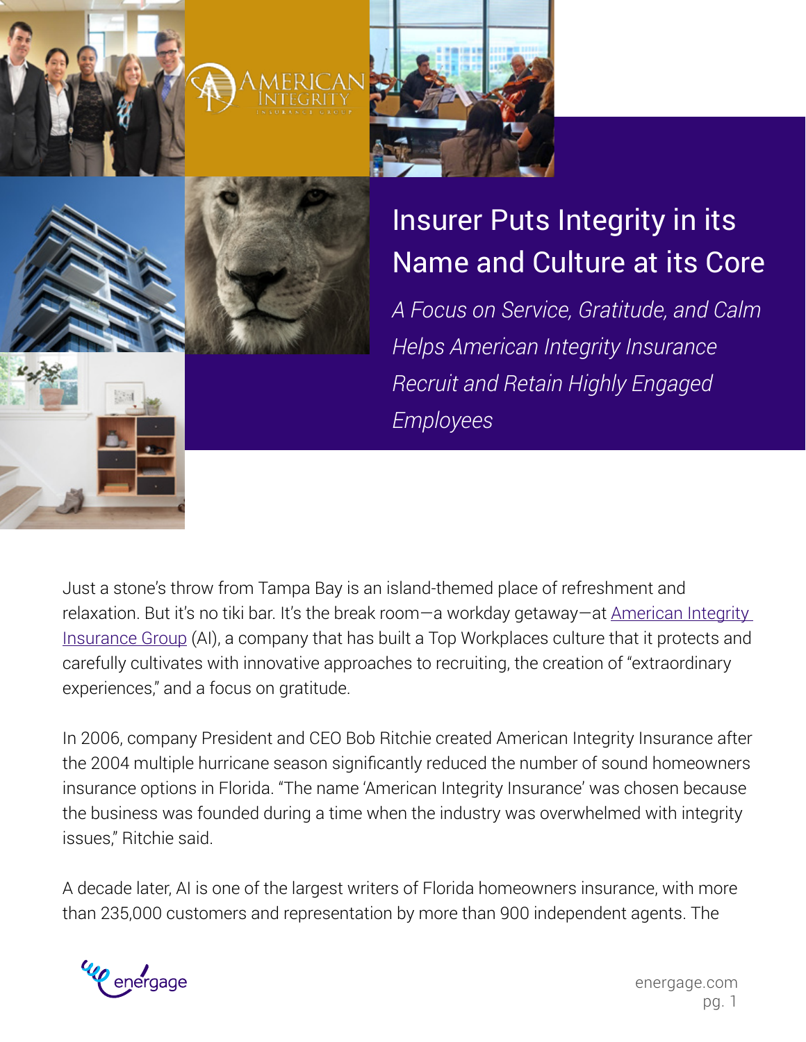# Insurer Puts Integrity in its Name and Culture at its Core

*A Focus on Service, Gratitude, and Calm Helps American Integrity Insurance Recruit and Retain Highly Engaged Employees*

Just a stone's throw from Tampa Bay is an island-themed place of refreshment and relaxation. But it's no tiki bar. It's the break room—a workday getaway—at American Integrity Insurance Group (AI), a company that has built a Top Workplaces culture that it protects and carefully cultivates with innovative approaches to recruiting, the creation of "extraordinary experiences," and a focus on gratitude.

In 2006, company President and CEO Bob Ritchie created American Integrity Insurance after the 2004 multiple hurricane season significantly reduced the number of sound homeowners insurance options in Florida. "The name 'American Integrity Insurance' was chosen because the business was founded during a time when the industry was overwhelmed with integrity issues," Ritchie said.

A decade later, AI is one of the largest writers of Florida homeowners insurance, with more than 235,000 customers and representation by more than 900 independent agents. The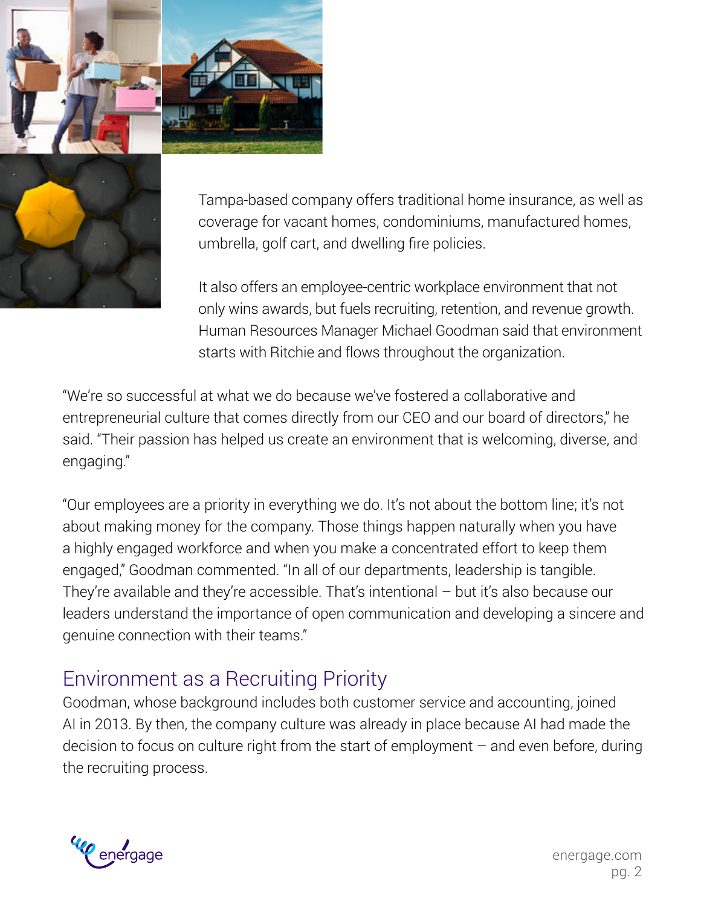Tampa-based company offers traditional home insurance, as well as coverage for vacant homes, condominiums, manufactured homes, umbrella, golf cart, and dwelling fire policies.

It also offers an employee-centric workplace environment that not only wins awards, but fuels recruiting, retention, and revenue growth. Human Resources Manager Michael Goodman said that environment starts with Ritchie and flows throughout the organization.

"We're so successful at what we do because we've fostered a collaborative and entrepreneurial culture that comes directly from our CEO and our board of directors," he said. "Their passion has helped us create an environment that is welcoming, diverse, and engaging."

"Our employees are a priority in everything we do. It's not about the bottom line; it's not about making money for the company. Those things happen naturally when you have a highly engaged workforce and when you make a concentrated effort to keep them engaged," Goodman commented. "In all of our departments, leadership is tangible. They're available and they're accessible. That's intentional – but it's also because our leaders understand the importance of open communication and developing a sincere and genuine connection with their teams."

## Environment as a Recruiting Priority

Goodman, whose background includes both customer service and accounting, joined AI in 2013. By then, the company culture was already in place because AI had made the decision to focus on culture right from the start of employment – and even before, during the recruiting process.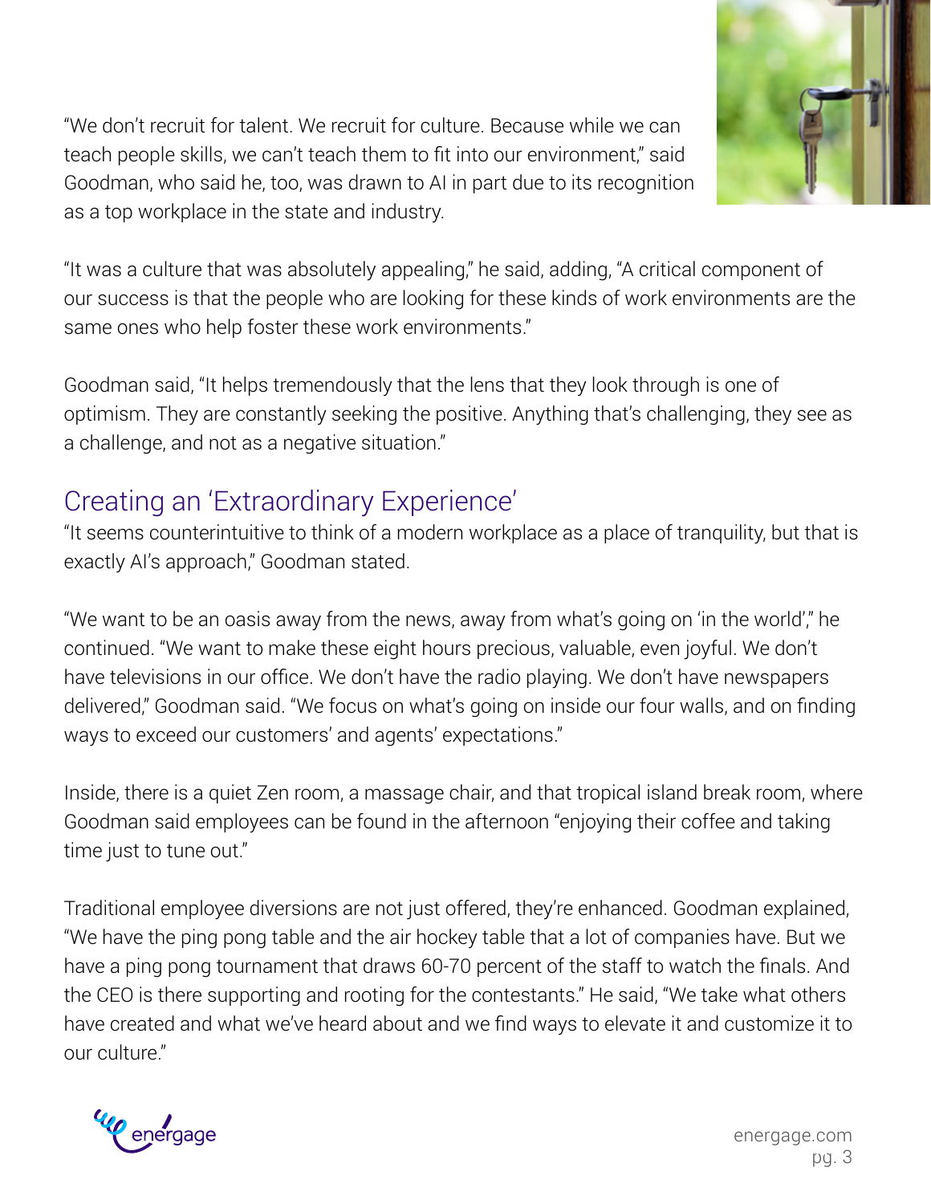"We don't recruit for talent. We recruit for culture. Because while we can teach people skills, we can't teach them to fit into our environment," said Goodman, who said he, too, was drawn to AI in part due to its recognition as a top workplace in the state and industry.

"It was a culture that was absolutely appealing," he said, adding, "A critical component of our success is that the people who are looking for these kinds of work environments are the same ones who help foster these work environments."

Goodman said, "It helps tremendously that the lens that they look through is one of optimism. They are constantly seeking the positive. Anything that's challenging, they see as a challenge, and not as a negative situation."

## Creating an 'Extraordinary Experience'

"It seems counterintuitive to think of a modern workplace as a place of tranquility, but that is exactly AI's approach," Goodman stated.

"We want to be an oasis away from the news, away from what's going on 'in the world'," he continued. "We want to make these eight hours precious, valuable, even joyful. We don't have televisions in our office. We don't have the radio playing. We don't have newspapers delivered," Goodman said. "We focus on what's going on inside our four walls, and on finding ways to exceed our customers' and agents' expectations."

Inside, there is a quiet Zen room, a massage chair, and that tropical island break room, where Goodman said employees can be found in the afternoon "enjoying their coffee and taking time just to tune out."

Traditional employee diversions are not just offered, they're enhanced. Goodman explained, "We have the ping pong table and the air hockey table that a lot of companies have. But we have a ping pong tournament that draws 60-70 percent of the staff to watch the finals. And the CEO is there supporting and rooting for the contestants." He said, "We take what others have created and what we've heard about and we find ways to elevate it and customize it to our culture."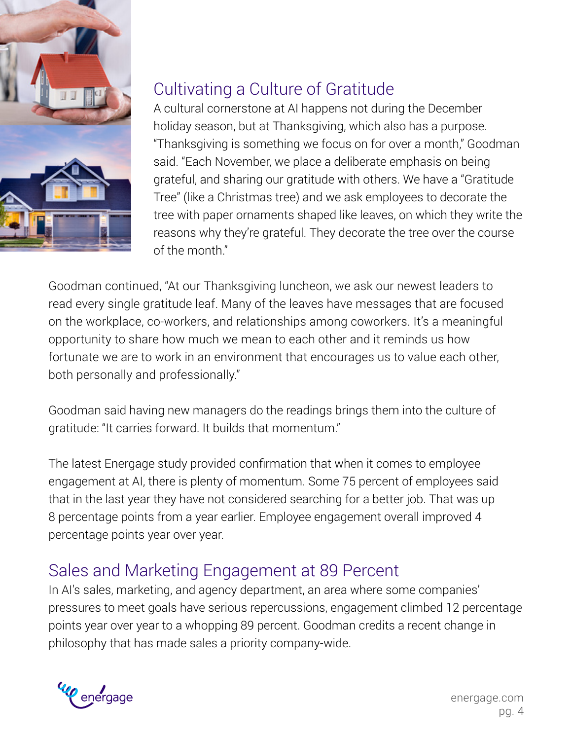## Cultivating a Culture of Gratitude

A cultural cornerstone at AI happens not during the December holiday season, but at Thanksgiving, which also has a purpose. "Thanksgiving is something we focus on for over a month," Goodman said. "Each November, we place a deliberate emphasis on being grateful, and sharing our gratitude with others. We have a "Gratitude Tree" (like a Christmas tree) and we ask employees to decorate the tree with paper ornaments shaped like leaves, on which they write the reasons why they're grateful. They decorate the tree over the course of the month."

Goodman continued, "At our Thanksgiving luncheon, we ask our newest leaders to read every single gratitude leaf. Many of the leaves have messages that are focused on the workplace, co-workers, and relationships among coworkers. It's a meaningful opportunity to share how much we mean to each other and it reminds us how fortunate we are to work in an environment that encourages us to value each other, both personally and professionally."

Goodman said having new managers do the readings brings them into the culture of gratitude: "It carries forward. It builds that momentum."

The latest Energage study provided confirmation that when it comes to employee engagement at AI, there is plenty of momentum. Some 75 percent of employees said that in the last year they have not considered searching for a better job. That was up 8 percentage points from a year earlier. Employee engagement overall improved 4 percentage points year over year.

## Sales and Marketing Engagement at 89 Percent

In AI's sales, marketing, and agency department, an area where some companies' pressures to meet goals have serious repercussions, engagement climbed 12 percentage points year over year to a whopping 89 percent. Goodman credits a recent change in philosophy that has made sales a priority company-wide.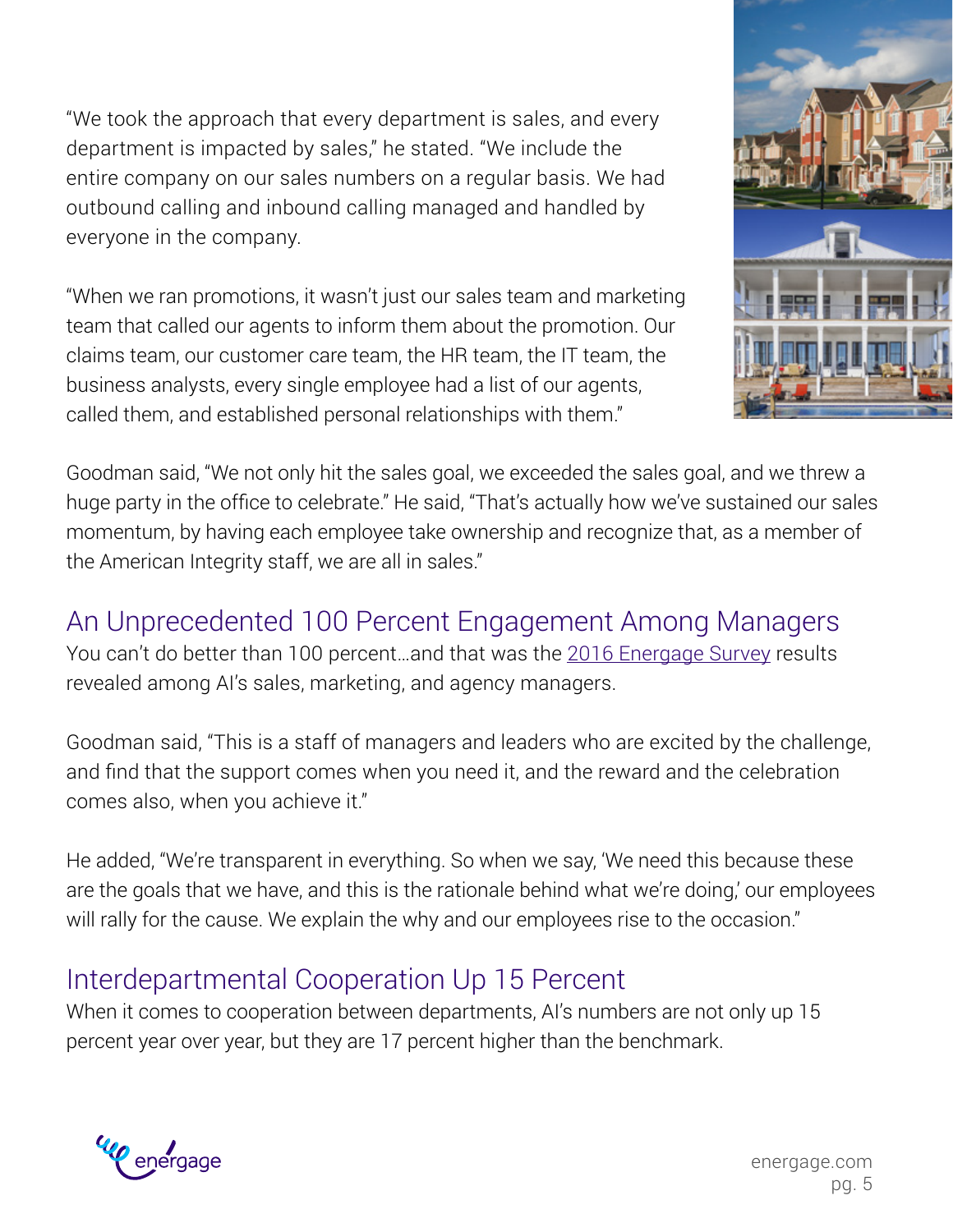"We took the approach that every department is sales, and every department is impacted by sales," he stated. "We include the entire company on our sales numbers on a regular basis. We had outbound calling and inbound calling managed and handled by everyone in the company.

"When we ran promotions, it wasn't just our sales team and marketing team that called our agents to inform them about the promotion. Our claims team, our customer care team, the HR team, the IT team, the business analysts, every single employee had a list of our agents, called them, and established personal relationships with them."

Goodman said, "We not only hit the sales goal, we exceeded the sales goal, and we threw a huge party in the office to celebrate." He said, "That's actually how we've sustained our sales momentum, by having each employee take ownership and recognize that, as a member of the American Integrity staff, we are all in sales."

## An Unprecedented 100 Percent Engagement Among Managers

You can't do better than 100 percent…and that was the 2016 Energage Survey results revealed among AI's sales, marketing, and agency managers.

Goodman said, "This is a staff of managers and leaders who are excited by the challenge, and find that the support comes when you need it, and the reward and the celebration comes also, when you achieve it."

He added, "We're transparent in everything. So when we say, 'We need this because these are the goals that we have, and this is the rationale behind what we're doing,' our employees will rally for the cause. We explain the why and our employees rise to the occasion."

## Interdepartmental Cooperation Up 15 Percent

When it comes to cooperation between departments, AI's numbers are not only up 15 percent year over year, but they are 17 percent higher than the benchmark.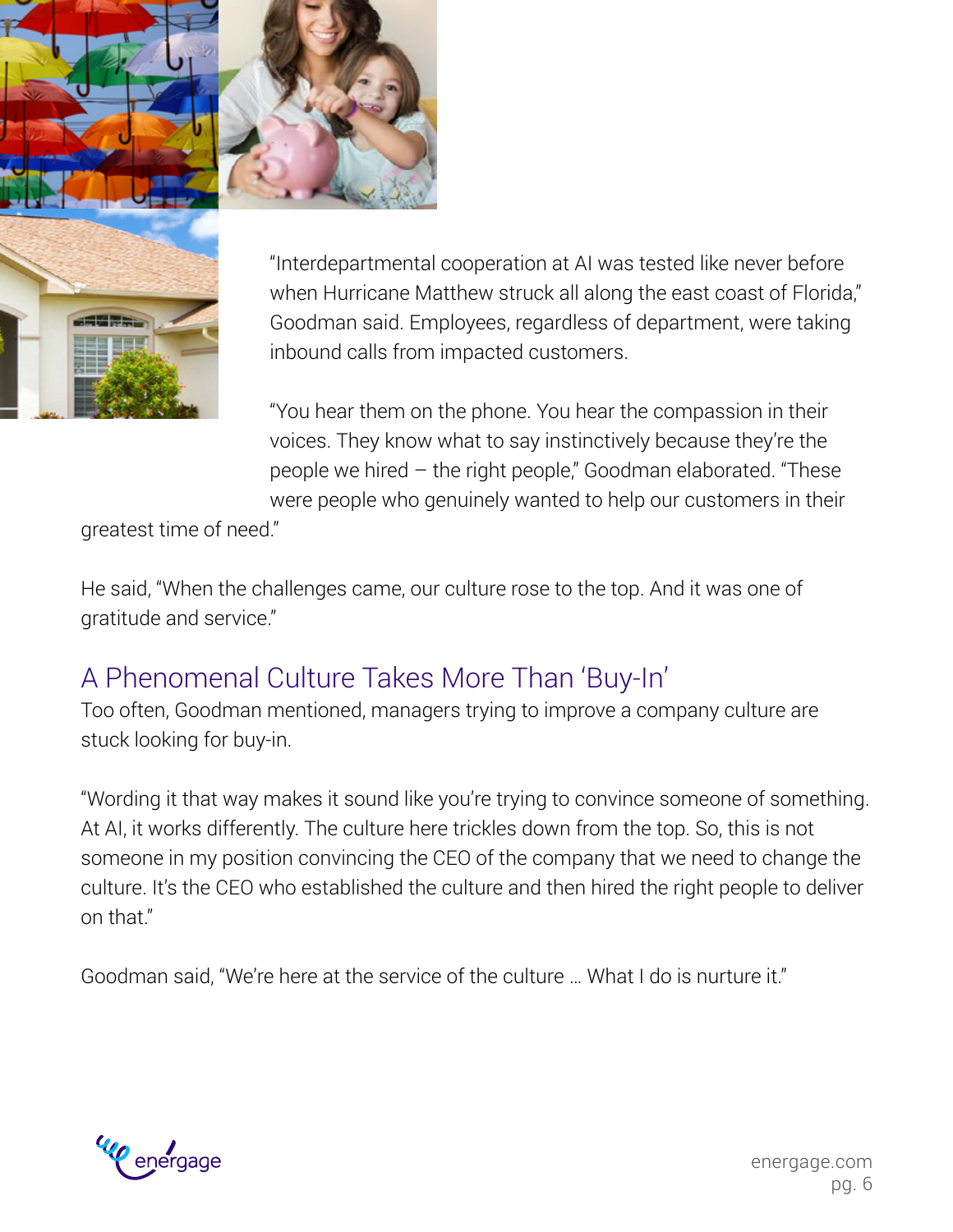"Interdepartmental cooperation at AI was tested like never before when Hurricane Matthew struck all along the east coast of Florida," Goodman said. Employees, regardless of department, were taking inbound calls from impacted customers.

"You hear them on the phone. You hear the compassion in their voices. They know what to say instinctively because they're the people we hired – the right people," Goodman elaborated. "These were people who genuinely wanted to help our customers in their greatest time of need."

He said, "When the challenges came, our culture rose to the top. And it was one of gratitude and service."

## A Phenomenal Culture Takes More Than 'Buy-In'

Too often, Goodman mentioned, managers trying to improve a company culture are stuck looking for buy-in.

"Wording it that way makes it sound like you're trying to convince someone of something. At AI, it works differently. The culture here trickles down from the top. So, this is not someone in my position convincing the CEO of the company that we need to change the culture. It's the CEO who established the culture and then hired the right people to deliver on that."

Goodman said, "We're here at the service of the culture … What I do is nurture it."